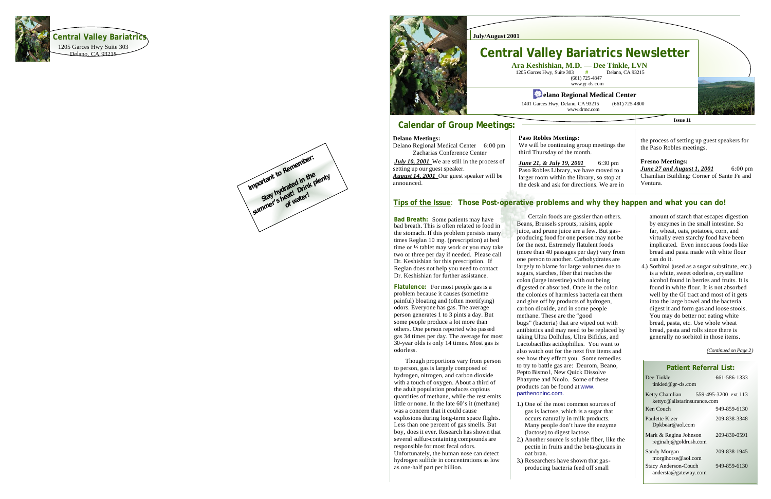**Central Valley Bariatrics**
1205 Garces Hwy Suite 303
Delano, CA 93215

**Important to Remember:**
Stay hydrated in the summer's heat! Drink plenty of water!

July/August 2001

# Central Valley Bariatrics Newsletter

**Ara Keshishian, M.D. — Dee Tinkle, LVN**
1205 Garces Hwy, Suite 303 # Delano, CA 93215
(661) 725-4847
www.gr-ds.com

**Delano Regional Medical Center**
1401 Garces Hwy, Delano, CA 93215 (661) 725-4800
www.drmc.com

Issue 11

## Calendar of Group Meetings:

**Delano Meetings:**
Delano Regional Medical Center 6:00 pm
Zacharias Conference Center
***July 10, 2001*** We are still in the process of setting up our guest speaker.
***August 14, 2001*** Our guest speaker will be announced.

**Paso Robles Meetings:**
We will be continuing group meetings the third Thursday of the month.
***June 21, & July 19, 2001*** 6:30 pm
Paso Robles Library, we have moved to a larger room within the library, so stop at the desk and ask for directions. We are in the process of setting up guest speakers for the Paso Robles meetings.

**Fresno Meetings:**
***June 27 and August 1, 2001*** 6:00 pm
Chamlian Building: Corner of Sante Fe and Ventura.

## Tips of the Issue: Those Post-operative problems and why they happen and what you can do!

**Bad Breath:** Some patients may have bad breath. This is often related to food in the stomach. If this problem persists many times Reglan 10 mg. (prescription) at bed time or ½ tablet may work or you may take two or three per day if needed. Please call Dr. Keshishian for this prescription. If Reglan does not help you need to contact Dr. Keshishian for further assistance.

**Flatulence:** For most people gas is a problem because it causes (sometime painful) bloating and (often mortifying) odors. Everyone has gas. The average person generates 1 to 3 pints a day. But some people produce a lot more than others. One person reported who passed gas 34 times per day. The average for most 30-year olds is only 14 times. Most gas is odorless.

Though proportions vary from person to person, gas is largely composed of hydrogen, nitrogen, and carbon dioxide with a touch of oxygen. About a third of the adult population produces copious quantities of methane, while the rest emits little or none. In the late 60's it (methane) was a concern that it could cause explosions during long-term space flights. Less than one percent of gas smells. But boy, does it ever. Research has shown that several sulfur-containing compounds are responsible for most fecal odors. Unfortunately, the human nose can detect hydrogen sulfide in concentrations as low as one-half part per billion.

Certain foods are gassier than others. Beans, Brussels sprouts, raisins, apple juice, and prune juice are a few. But gas-producing food for one person may not be for the next. Extremely flatulent foods (more than 40 passages per day) vary from one person to another. Carbohydrates are largely to blame for large volumes due to sugars, starches, fiber that reaches the colon (large intestine) with out being digested or absorbed. Once in the colon the colonies of harmless bacteria eat them and give off by products of hydrogen, carbon dioxide, and in some people methane. These are the "good bugs" (bacteria) that are wiped out with antibiotics and may need to be replaced by taking Ultra Dolhilus, Ultra Bifidus, and Lactobacillus acidophillus. You want to also watch out for the next five items and see how they effect you. Some remedies to try to battle gas are: Deurom, Beano, Pepto Bismol, New Quick Dissolve Phazyme and Nuolo. Some of these products can be found at www.parthenoninc.com.

1.) One of the most common sources of gas is lactose, which is a sugar that occurs naturally in milk products. Many people don't have the enzyme (lactose) to digest lactose.
2.) Another source is soluble fiber, like the pectin in fruits and the beta-glucans in oat bran.
3.) Researchers have shown that gas-producing bacteria feed off small amount of starch that escapes digestion by enzymes in the small intestine. So far, wheat, oats, potatoes, corn, and virtually even starchy food have been implicated. Even innocuous foods like bread and pasta made with white flour can do it.
4.) Sorbitol (used as a sugar substitute, etc.) is a white, sweet odorless, crystalline alcohol found in berries and fruits. It is found in white flour. It is not absorbed well by the GI tract and most of it gets into the large bowel and the bacteria digest it and form gas and loose stools. You may do better not eating white bread, pasta, etc. Use whole wheat bread, pasta and rolls since there is generally no sorbitol in those items.

*(Continued on Page 2)*

### Patient Referral List:

| Name | Phone |
|---|---|
| Dee Tinkle, tinkled@gr-ds.com | 661-586-1333 |
| Ketty Chamlian, kettyc@alistarinsurance.com | 559-495-3200 ext 113 |
| Ken Couch | 949-859-6130 |
| Paulette Kizer, Dpkbear@aol.com | 209-838-3348 |
| Mark & Regina Johnson, reginahj@goldrush.com | 209-830-0591 |
| Sandy Morgan, morgihorse@aol.com | 209-838-1945 |
| Stacy Anderson-Couch, andersta@gateway.com | 949-859-6130 |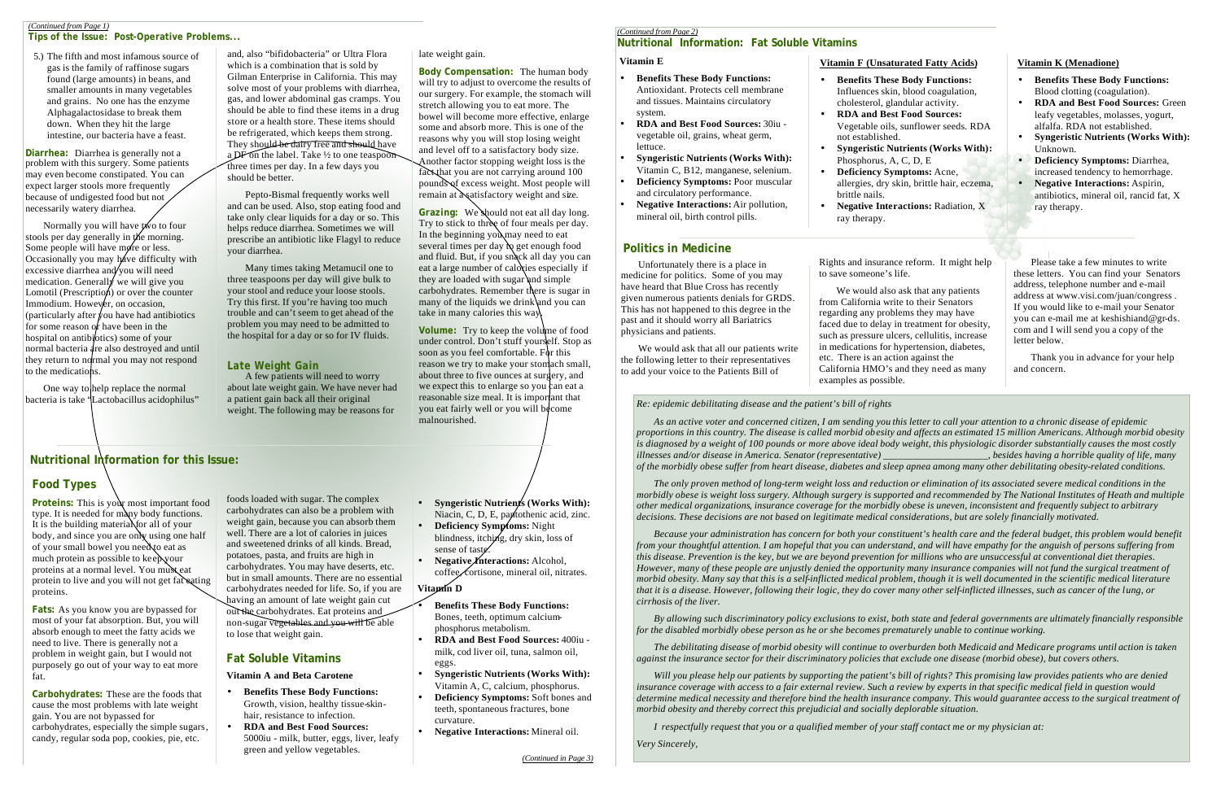*(Continued from Page 1)*

## Tips of the Issue: Post-Operative Problems...

5.) The fifth and most infamous source of gas is the family of raffinose sugars found (large amounts) in beans, and smaller amounts in many vegetables and grains. No one has the enzyme Alphagalactosidase to break them down. When they hit the large intestine, our bacteria have a feast.

**Diarrhea:** Diarrhea is generally not a problem with this surgery. Some patients may even become constipated. You can expect larger stools more frequently because of undigested food but not necessarily watery diarrhea.

Normally you will have two to four stools per day generally in the morning. Some people will have more or less. Occasionally you may have difficulty with excessive diarrhea and you will need medication. Generally we will give you Lomotil (Prescription) or over the counter Immodium. However, on occasion, (particularly after you have had antibiotics for some reason or have been in the hospital on antibiotics) some of your normal bacteria are also destroyed and until they return to normal you may not respond to the medications.

One way to help replace the normal bacteria is take "Lactobacillus acidophilus" and, also "bifidobacteria" or Ultra Flora which is a combination that is sold by Gilman Enterprise in California. This may solve most of your problems with diarrhea, gas, and lower abdominal gas cramps. You should be able to find these items in a drug store or a health store. These items should be refrigerated, which keeps them strong. They should be dairy free and should have a DF on the label. Take ½ to one teaspoon three times per day. In a few days you should be better.

Pepto-Bismal frequently works well and can be used. Also, stop eating food and take only clear liquids for a day or so. This helps reduce diarrhea. Sometimes we will prescribe an antibiotic like Flagyl to reduce your diarrhea.

Many times taking Metamucil one to three teaspoons per day will give bulk to your stool and reduce your loose stools. Try this first. If you're having too much trouble and can't seem to get ahead of the problem you may need to be admitted to the hospital for a day or so for IV fluids.

### Late Weight Gain

A few patients will need to worry about late weight gain. We have never had a patient gain back all their original weight. The following may be reasons for late weight gain.

**Body Compensation:** The human body will try to adjust to overcome the results of our surgery. For example, the stomach will stretch allowing you to eat more. The bowel will become more effective, enlarge some and absorb more. This is one of the reasons why you will stop losing weight and level off to a satisfactory body size. Another factor stopping weight loss is the fact that you are not carrying around 100 pounds of excess weight. Most people will remain at a satisfactory weight and size.

**Grazing:** We should not eat all day long. Try to stick to three of four meals per day. In the beginning you may need to eat several times per day to get enough food and fluid. But, if you snack all day you can eat a large number of calories especially if they are loaded with sugar and simple carbohydrates. Remember there is sugar in many of the liquids we drink and you can take in many calories this way.

**Volume:** Try to keep the volume of food under control. Don't stuff yourself. Stop as soon as you feel comfortable. For this reason we try to make your stomach small, about three to five ounces at surgery, and we expect this to enlarge so you can eat a reasonable size meal. It is important that you eat fairly well or you will become malnourished.

## Nutritional Information for this Issue:

### Food Types

**Proteins:** This is your most important food type. It is needed for many body functions. It is the building material for all of your body, and since you are only using one half of your small bowel you need to eat as much protein as possible to keep your proteins at a normal level. You must eat protein to live and you will not get fat eating proteins.

**Fats:** As you know you are bypassed for most of your fat absorption. But, you will absorb enough to meet the fatty acids we need to live. There is generally not a problem in weight gain, but I would not purposely go out of your way to eat more fat.

**Carbohydrates:** These are the foods that cause the most problems with late weight gain. You are not bypassed for carbohydrates, especially the simple sugars, candy, regular soda pop, cookies, pie, etc. foods loaded with sugar. The complex carbohydrates can also be a problem with weight gain, because you can absorb them well. There are a lot of calories in juices and sweetened drinks of all kinds. Bread, potatoes, pasta, and fruits are high in carbohydrates. You may have deserts, etc. but in small amounts. There are no essential carbohydrates needed for life. So, if you are having an amount of late weight gain cut out the carbohydrates. Eat proteins and non-sugar vegetables and you will be able to lose that weight gain.

### Fat Soluble Vitamins

**Vitamin A and Beta Carotene**

- **Benefits These Body Functions:** Growth, vision, healthy tissue-skin-hair, resistance to infection.
- **RDA and Best Food Sources:** 5000iu - milk, butter, eggs, liver, leafy green and yellow vegetables.
- **Synergistic Nutrients (Works With):** Niacin, C, D, E, pantothenic acid, zinc.
- **Deficiency Symptoms:** Night blindness, itching, dry skin, loss of sense of taste.
- **Negative Interactions:** Alcohol, coffee, cortisone, mineral oil, nitrates.

**Vitamin D**

- **Benefits These Body Functions:** Bones, teeth, optimum calcium-phosphorus metabolism.
- **RDA and Best Food Sources:** 400iu - milk, cod liver oil, tuna, salmon oil, eggs.
- **Synergistic Nutrients (Works With):** Vitamin A, C, calcium, phosphorus.
- **Deficiency Symptoms:** Soft bones and teeth, spontaneous fractures, bone curvature.
- **Negative Interactions:** Mineral oil.

*(Continued in Page 3)*

*(Continued from Page 2)*

## Nutritional Information: Fat Soluble Vitamins

**Vitamin E**

- **Benefits These Body Functions:** Antioxidant. Protects cell membrane and tissues. Maintains circulatory system.
- **RDA and Best Food Sources:** 30iu - vegetable oil, grains, wheat germ, lettuce.
- **Synergistic Nutrients (Works With):** Vitamin C, B12, manganese, selenium.
- **Deficiency Symptoms:** Poor muscular and circulatory performance.
- **Negative Interactions:** Air pollution, mineral oil, birth control pills.

**Vitamin F (Unsaturated Fatty Acids)**

- **Benefits These Body Functions:** Influences skin, blood coagulation, cholesterol, glandular activity.
- **RDA and Best Food Sources:** Vegetable oils, sunflower seeds. RDA not established.
- **Synergistic Nutrients (Works With):** Phosphorus, A, C, D, E
- **Deficiency Symptoms:** Acne, allergies, dry skin, brittle hair, eczema, brittle nails.
- **Negative Interactions:** Radiation, X ray therapy.

**Vitamin K (Menadione)**

- **Benefits These Body Functions:** Blood clotting (coagulation).
- **RDA and Best Food Sources:** Green leafy vegetables, molasses, yogurt, alfalfa. RDA not established.
- **Synergistic Nutrients (Works With):** Unknown.
- **Deficiency Symptoms:** Diarrhea, increased tendency to hemorrhage.
- **Negative Interactions:** Aspirin, antibiotics, mineral oil, rancid fat, X ray therapy.

## Politics in Medicine

Unfortunately there is a place in medicine for politics. Some of you may have heard that Blue Cross has recently given numerous patients denials for GRDS. This has not happened to this degree in the past and it should worry all Bariatrics physicians and patients.

We would ask that all our patients write the following letter to their representatives to add your voice to the Patients Bill of Rights and insurance reform. It might help to save someone's life.

We would also ask that any patients from California write to their Senators regarding any problems they may have faced due to delay in treatment for obesity, such as pressure ulcers, cellulitis, increase in medications for hypertension, diabetes, etc. There is an action against the California HMO's and they need as many examples as possible.

Please take a few minutes to write these letters. You can find your Senators address, telephone number and e-mail address at www.visi.com/juan/congress . If you would like to e-mail your Senator you can e-mail me at keshishiand@gr-ds. com and I will send you a copy of the letter below.

Thank you in advance for your help and concern.

*Re: epidemic debilitating disease and the patient's bill of rights*

*As an active voter and concerned citizen, I am sending you this letter to call your attention to a chronic disease of epidemic proportions in this country. The disease is called morbid obesity and affects an estimated 15 million Americans. Although morbid obesity is diagnosed by a weight of 100 pounds or more above ideal body weight, this physiologic disorder substantially causes the most costly illnesses and/or disease in America. Senator (representative) \_\_\_\_\_\_\_\_\_\_\_\_\_\_\_\_\_\_\_\_, besides having a horrible quality of life, many of the morbidly obese suffer from heart disease, diabetes and sleep apnea among many other debilitating obesity-related conditions.*

*The only proven method of long-term weight loss and reduction or elimination of its associated severe medical conditions in the morbidly obese is weight loss surgery. Although surgery is supported and recommended by The National Institutes of Heath and multiple other medical organizations, insurance coverage for the morbidly obese is uneven, inconsistent and frequently subject to arbitrary decisions. These decisions are not based on legitimate medical considerations, but are solely financially motivated.*

*Because your administration has concern for both your constituent's health care and the federal budget, this problem would benefit from your thoughtful attention. I am hopeful that you can understand, and will have empathy for the anguish of persons suffering from this disease. Prevention is the key, but we are beyond prevention for millions who are unsuccessful at conventional diet therapies. However, many of these people are unjustly denied the opportunity many insurance companies will not fund the surgical treatment of morbid obesity. Many say that this is a self-inflicted medical problem, though it is well documented in the scientific medical literature that it is a disease. However, following their logic, they do cover many other self-inflicted illnesses, such as cancer of the lung, or cirrhosis of the liver.*

*By allowing such discriminatory policy exclusions to exist, both state and federal governments are ultimately financially responsible for the disabled morbidly obese person as he or she becomes prematurely unable to continue working.*

*The debilitating disease of morbid obesity will continue to overburden both Medicaid and Medicare programs until action is taken against the insurance sector for their discriminatory policies that exclude one disease (morbid obese), but covers others.*

*Will you please help our patients by supporting the patient's bill of rights? This promising law provides patients who are denied insurance coverage with access to a fair external review. Such a review by experts in that specific medical field in question would determine medical necessity and therefore bind the health insurance company. This would guarantee access to the surgical treatment of morbid obesity and thereby correct this prejudicial and socially deplorable situation.*

*I respectfully request that you or a qualified member of your staff contact me or my physician at:*

*Very Sincerely,*